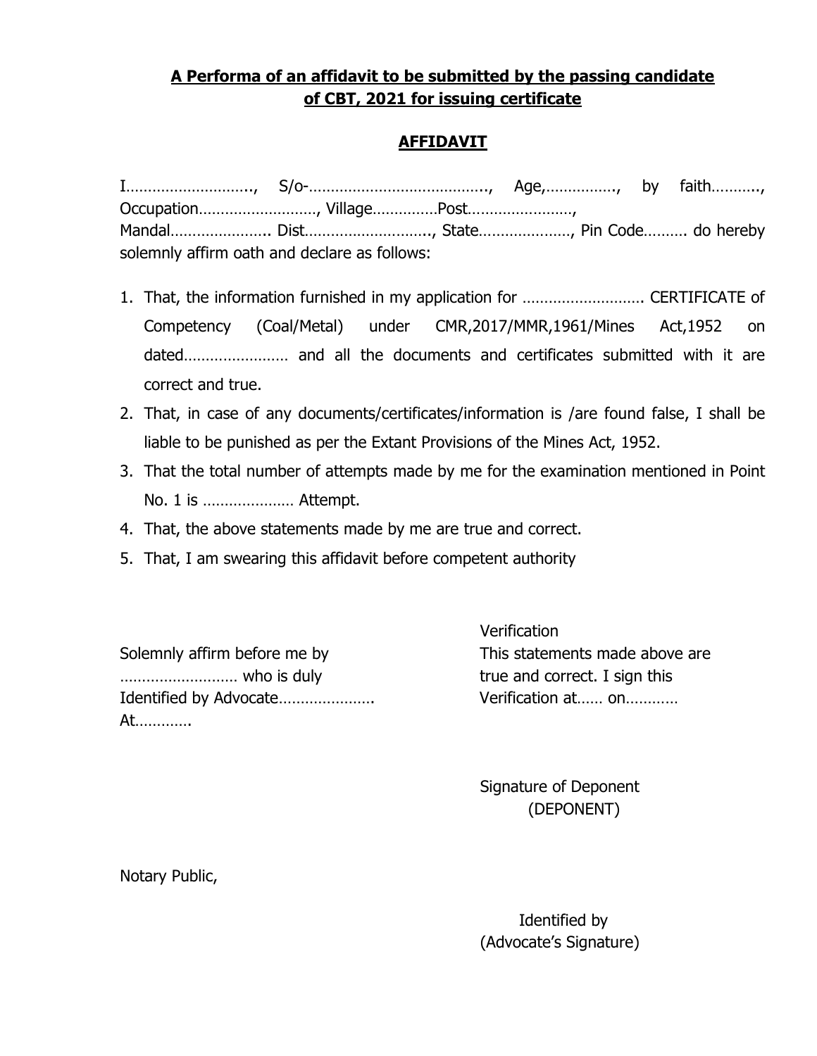**A Performa of an affidavit to be submitted by the passing candidate of CBT, 2021 for issuing certificate**

**AFFIDAVIT**

I……………………….., S/o-………………………………….., Age,……………., by faith……….., Occupation………………………, Village……………Post……………………, Mandal………………….. Dist……………………….., State…………………, Pin Code………. do hereby solemnly affirm oath and declare as follows:

1. That, the information furnished in my application for ………………………. CERTIFICATE of Competency (Coal/Metal) under CMR,2017/MMR,1961/Mines Act,1952 on dated…………………… and all the documents and certificates submitted with it are correct and true.
2. That, in case of any documents/certificates/information is /are found false, I shall be liable to be punished as per the Extant Provisions of the Mines Act, 1952.
3. That the total number of attempts made by me for the examination mentioned in Point No. 1 is ………………… Attempt.
4. That, the above statements made by me are true and correct.
5. That, I am swearing this affidavit before competent authority

Solemnly affirm before me by ……………………… who is duly Identified by Advocate…………………. At…………

Verification

This statements made above are true and correct. I sign this Verification at…… on…………

Signature of Deponent
(DEPONENT)

Notary Public,

Identified by
(Advocate's Signature)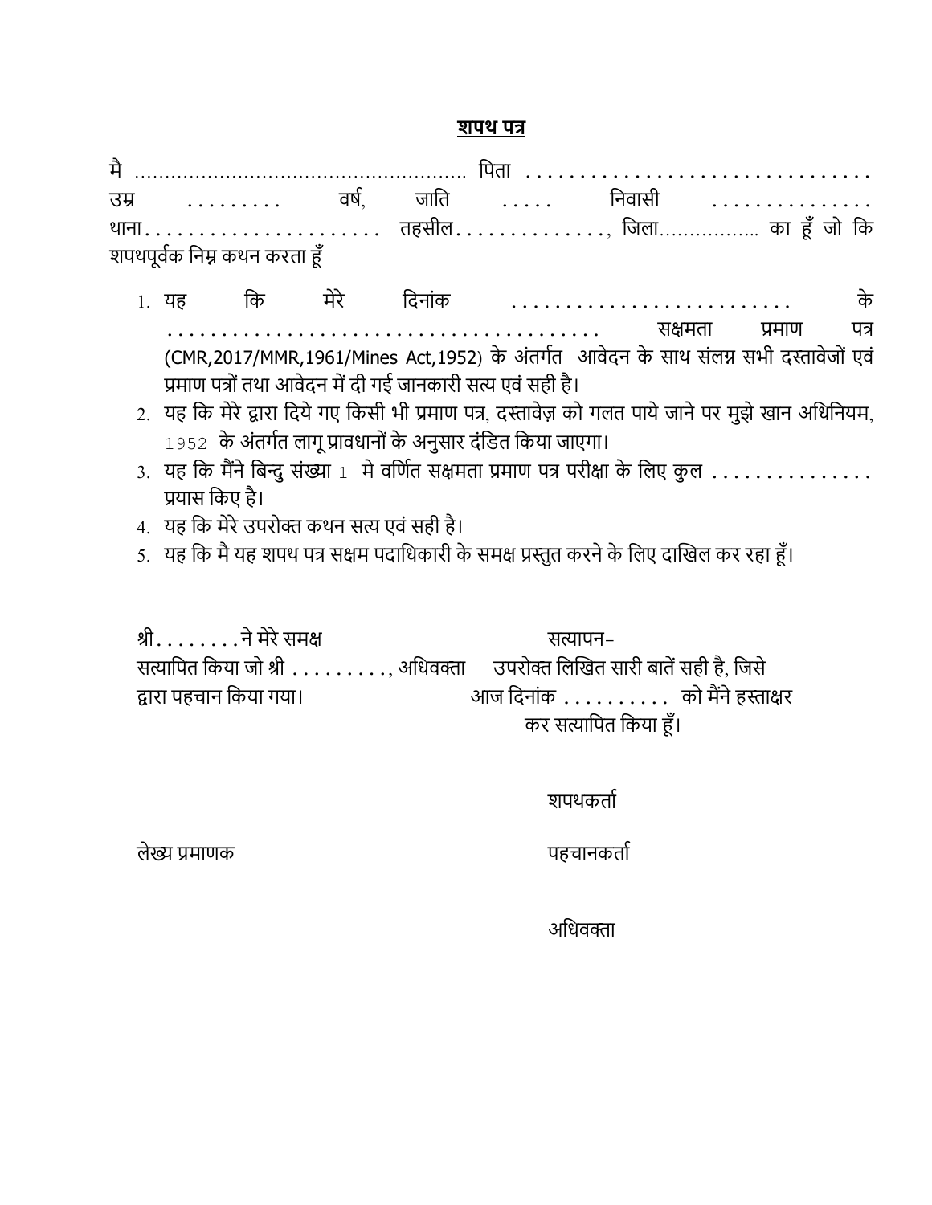## शपथ पत्र

मै ………………………………………….. पिता ................................ उम्र ......... वर्ष, जाति ..... निवासी ............... थाना..................... तहसील.............., जिला…………….. का हूँ जो कि शपथपूर्वक निम्न कथन करता हूँ

1. यह कि मेरे दिनांक ......................... के ...................................... सक्षमता प्रमाण पत्र (CMR,2017/MMR,1961/Mines Act,1952) के अंतर्गत आवेदन के साथ संलग्न सभी दस्तावेजों एवं प्रमाण पत्रों तथा आवेदन में दी गई जानकारी सत्य एवं सही है।
2. यह कि मेरे द्वारा दिये गए किसी भी प्रमाण पत्र, दस्तावेज़ को गलत पाये जाने पर मुझे खान अधिनियम, 1952 के अंतर्गत लागू प्रावधानों के अनुसार दंडित किया जाएगा।
3. यह कि मैंने बिन्दु संख्या 1 मे वर्णित सक्षमता प्रमाण पत्र परीक्षा के लिए कुल ............... प्रयास किए है।
4. यह कि मेरे उपरोक्त कथन सत्य एवं सही है।
5. यह कि मै यह शपथ पत्र सक्षम पदाधिकारी के समक्ष प्रस्तुत करने के लिए दाखिल कर रहा हूँ।

श्री........ने मेरे समक्ष सत्यापित किया जो श्री ........., अधिवक्ता द्वारा पहचान किया गया।

सत्यापन- उपरोक्त लिखित सारी बातें सही है, जिसे आज दिनांक .......... को मैंने हस्ताक्षर कर सत्यापित किया हूँ।

शपथकर्ता

लेख्य प्रमाणक

पहचानकर्ता

अधिवक्ता